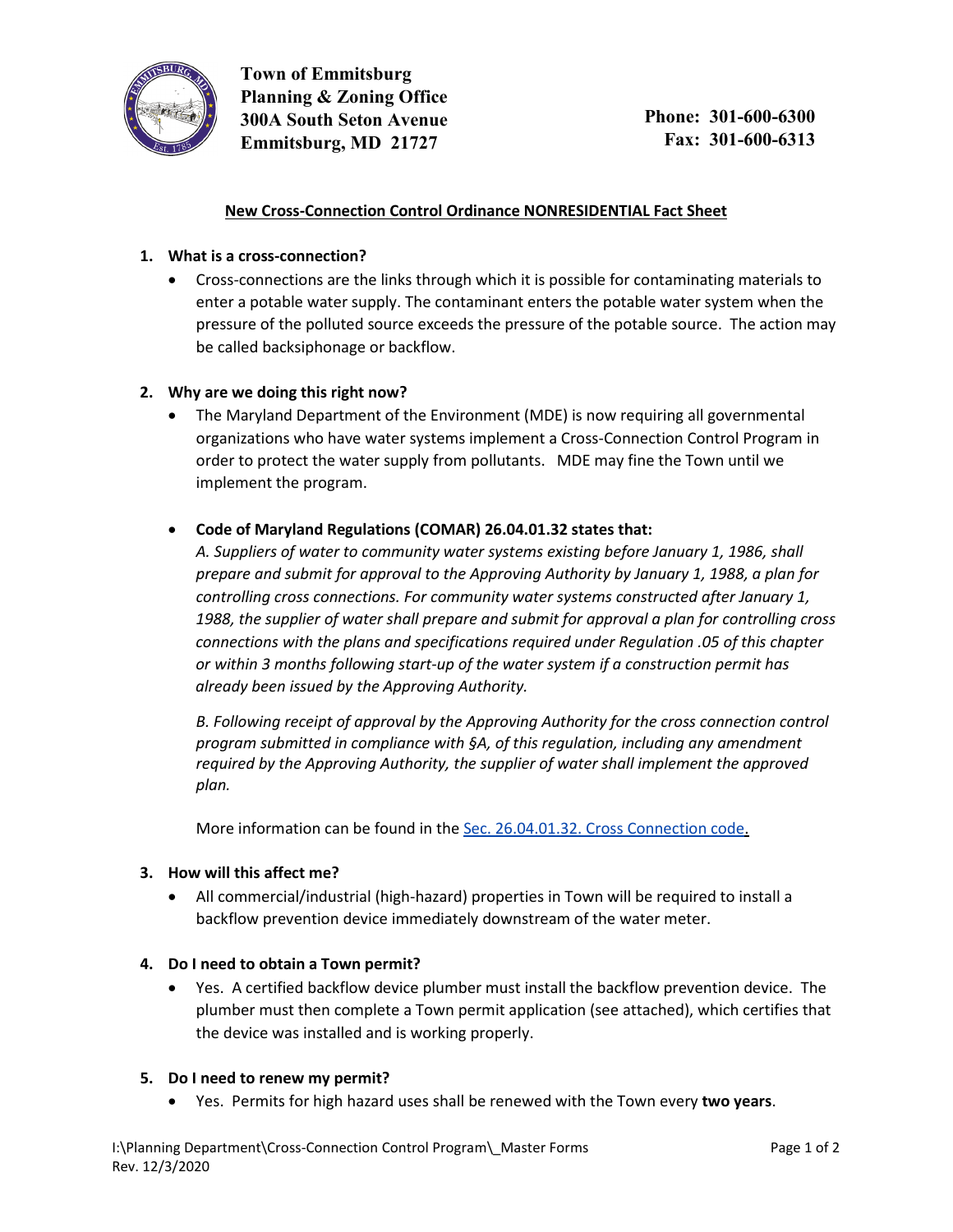**Town of Emmitsburg**
**Planning & Zoning Office**
**300A South Seton Avenue**
**Emmitsburg, MD 21727**

**Phone: 301-600-6300**
**Fax: 301-600-6313**

## New Cross-Connection Control Ordinance NONRESIDENTIAL Fact Sheet

1. **What is a cross-connection?**
   - Cross-connections are the links through which it is possible for contaminating materials to enter a potable water supply. The contaminant enters the potable water system when the pressure of the polluted source exceeds the pressure of the potable source. The action may be called backsiphonage or backflow.

2. **Why are we doing this right now?**
   - The Maryland Department of the Environment (MDE) is now requiring all governmental organizations who have water systems implement a Cross-Connection Control Program in order to protect the water supply from pollutants. MDE may fine the Town until we implement the program.
   - **Code of Maryland Regulations (COMAR) 26.04.01.32 states that:**
     *A. Suppliers of water to community water systems existing before January 1, 1986, shall prepare and submit for approval to the Approving Authority by January 1, 1988, a plan for controlling cross connections. For community water systems constructed after January 1, 1988, the supplier of water shall prepare and submit for approval a plan for controlling cross connections with the plans and specifications required under Regulation .05 of this chapter or within 3 months following start-up of the water system if a construction permit has already been issued by the Approving Authority.*

     *B. Following receipt of approval by the Approving Authority for the cross connection control program submitted in compliance with §A, of this regulation, including any amendment required by the Approving Authority, the supplier of water shall implement the approved plan.*

     More information can be found in the Sec. 26.04.01.32. Cross Connection code.

3. **How will this affect me?**
   - All commercial/industrial (high-hazard) properties in Town will be required to install a backflow prevention device immediately downstream of the water meter.

4. **Do I need to obtain a Town permit?**
   - Yes. A certified backflow device plumber must install the backflow prevention device. The plumber must then complete a Town permit application (see attached), which certifies that the device was installed and is working properly.

5. **Do I need to renew my permit?**
   - Yes. Permits for high hazard uses shall be renewed with the Town every **two years**.

I:\Planning Department\Cross-Connection Control Program\_Master Forms
Rev. 12/3/2020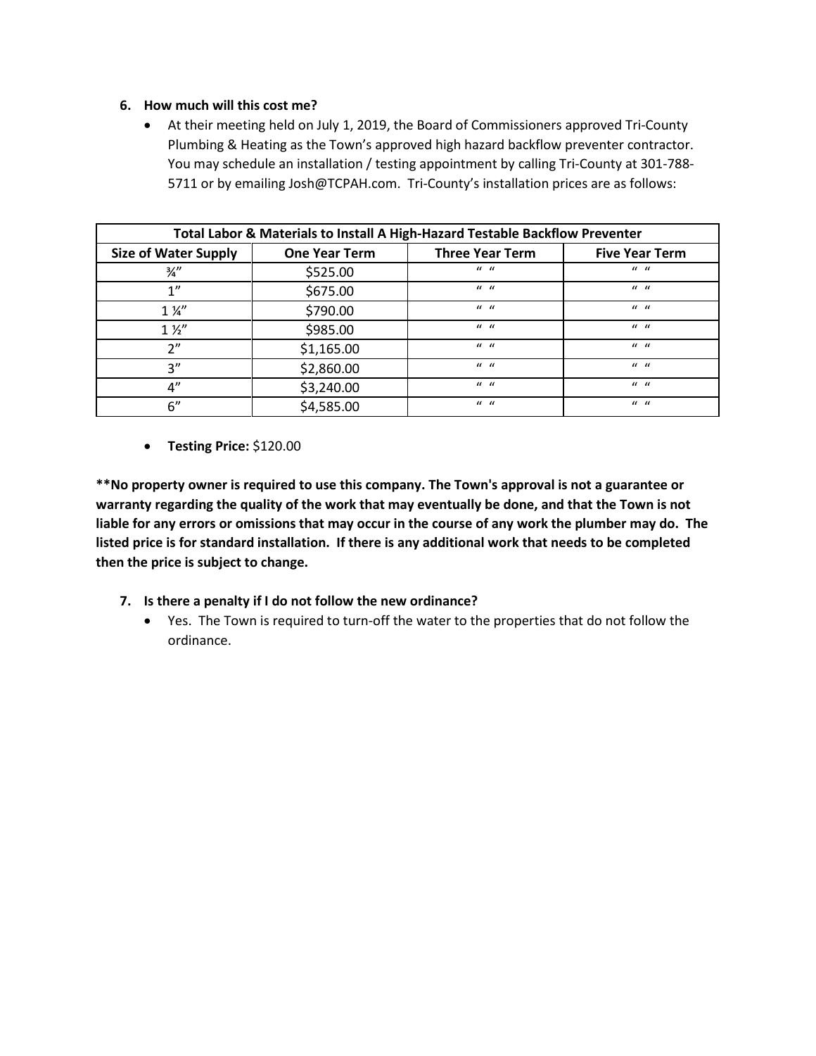6. **How much will this cost me?**
   - At their meeting held on July 1, 2019, the Board of Commissioners approved Tri-County Plumbing & Heating as the Town's approved high hazard backflow preventer contractor. You may schedule an installation / testing appointment by calling Tri-County at 301-788-5711 or by emailing Josh@TCPAH.com. Tri-County's installation prices are as follows:

| Total Labor & Materials to Install A High-Hazard Testable Backflow Preventer | | | |
|---|---|---|---|
| **Size of Water Supply** | **One Year Term** | **Three Year Term** | **Five Year Term** |
| ¾" | $525.00 | " " | " " |
| 1" | $675.00 | " " | " " |
| 1 ¼" | $790.00 | " " | " " |
| 1 ½" | $985.00 | " " | " " |
| 2" | $1,165.00 | " " | " " |
| 3" | $2,860.00 | " " | " " |
| 4" | $3,240.00 | " " | " " |
| 6" | $4,585.00 | " " | " " |

- **Testing Price:** $120.00

**\*\*No property owner is required to use this company. The Town's approval is not a guarantee or warranty regarding the quality of the work that may eventually be done, and that the Town is not liable for any errors or omissions that may occur in the course of any work the plumber may do. The listed price is for standard installation. If there is any additional work that needs to be completed then the price is subject to change.**

7. **Is there a penalty if I do not follow the new ordinance?**
   - Yes. The Town is required to turn-off the water to the properties that do not follow the ordinance.